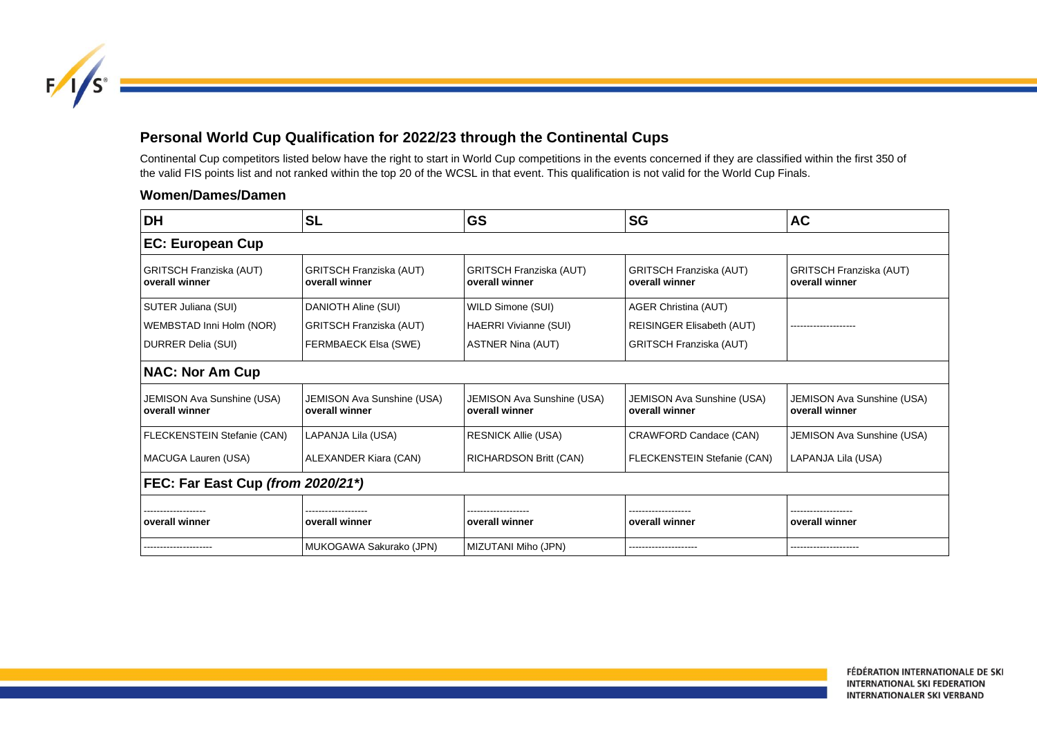## Personal World Cup Qualification for 2022/23 through the Continental Cups

Continental Cup competitors listed below have the right to start in World Cup competitions in the events concerned if they are classified within the first 350 of the valid FIS points list and not ranked within the top 20 of the WCSL in that event. This qualification is not valid for the World Cup Finals.

### Women/Dames/Damen

| DH | SL | GS | SG | AC |
|---|---|---|---|---|
| **EC: European Cup** | | | | |
| GRITSCH Franziska (AUT) **overall winner** | GRITSCH Franziska (AUT) **overall winner** | GRITSCH Franziska (AUT) **overall winner** | GRITSCH Franziska (AUT) **overall winner** | GRITSCH Franziska (AUT) **overall winner** |
| SUTER Juliana (SUI) | DANIOTH Aline (SUI) | WILD Simone (SUI) | AGER Christina (AUT) | ------------------- |
| WEMBSTAD Inni Holm (NOR) | GRITSCH Franziska (AUT) | HAERRI Vivianne (SUI) | REISINGER Elisabeth (AUT) | |
| DURRER Delia (SUI) | FERMBAECK Elsa (SWE) | ASTNER Nina (AUT) | GRITSCH Franziska (AUT) | |
| **NAC: Nor Am Cup** | | | | |
| JEMISON Ava Sunshine (USA) **overall winner** | JEMISON Ava Sunshine (USA) **overall winner** | JEMISON Ava Sunshine (USA) **overall winner** | JEMISON Ava Sunshine (USA) **overall winner** | JEMISON Ava Sunshine (USA) **overall winner** |
| FLECKENSTEIN Stefanie (CAN) | LAPANJA Lila (USA) | RESNICK Allie (USA) | CRAWFORD Candace (CAN) | JEMISON Ava Sunshine (USA) |
| MACUGA Lauren (USA) | ALEXANDER Kiara (CAN) | RICHARDSON Britt (CAN) | FLECKENSTEIN Stefanie (CAN) | LAPANJA Lila (USA) |
| **FEC: Far East Cup *(from 2020/21*)*** | | | | |
| ------------------- **overall winner** | ------------------- **overall winner** | ------------------- **overall winner** | ------------------- **overall winner** | ------------------- **overall winner** |
| --------------------- | MUKOGAWA Sakurako (JPN) | MIZUTANI Miho (JPN) | --------------------- | --------------------- |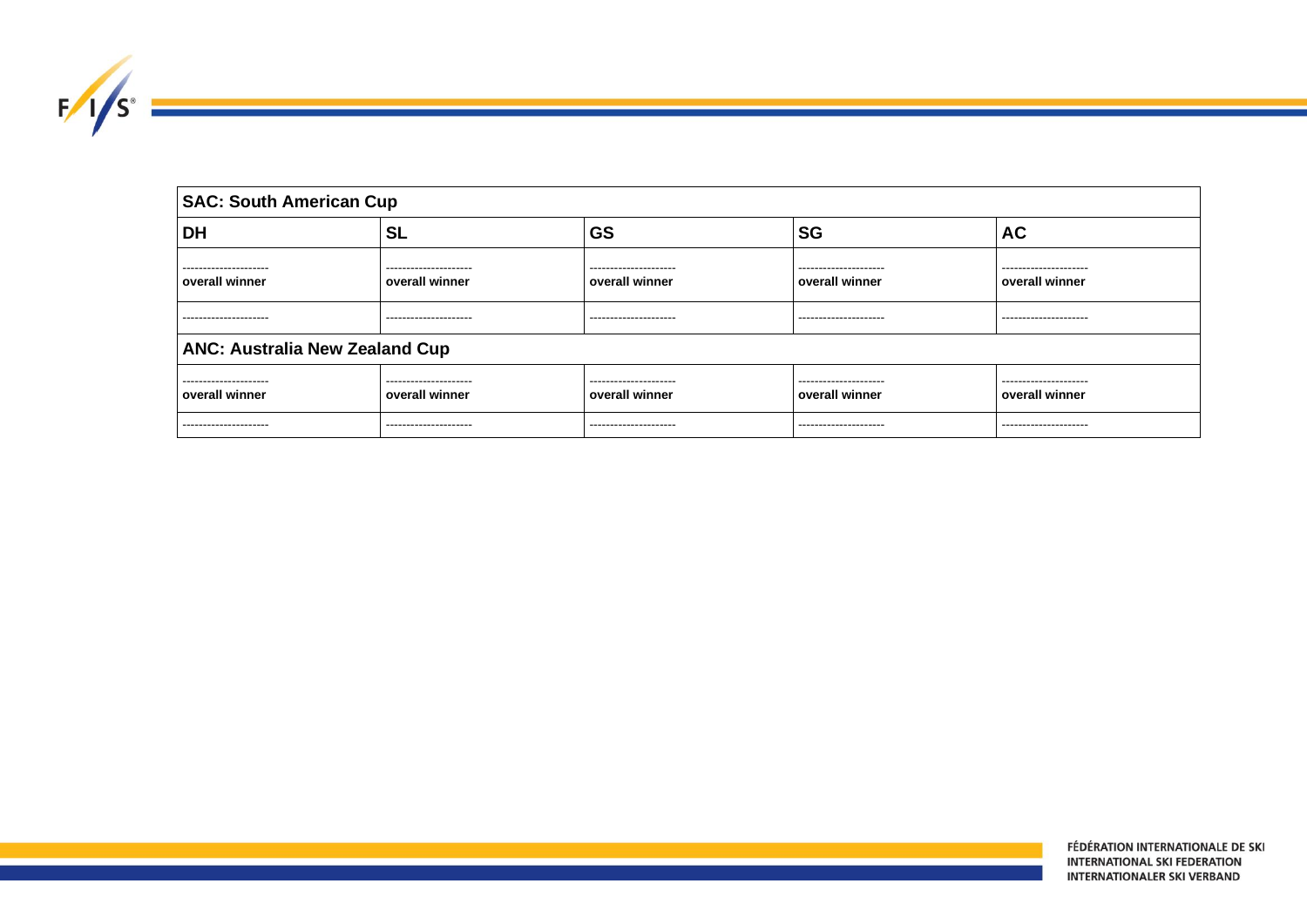| SAC: South American Cup | | | | |
|---|---|---|---|---|
| **DH** | **SL** | **GS** | **SG** | **AC** |
| --------------------- **overall winner** | --------------------- **overall winner** | --------------------- **overall winner** | --------------------- **overall winner** | --------------------- **overall winner** |
| --------------------- | --------------------- | --------------------- | --------------------- | --------------------- |
| **ANC: Australia New Zealand Cup** | | | | |
| --------------------- **overall winner** | --------------------- **overall winner** | --------------------- **overall winner** | --------------------- **overall winner** | --------------------- **overall winner** |
| --------------------- | --------------------- | --------------------- | --------------------- | --------------------- |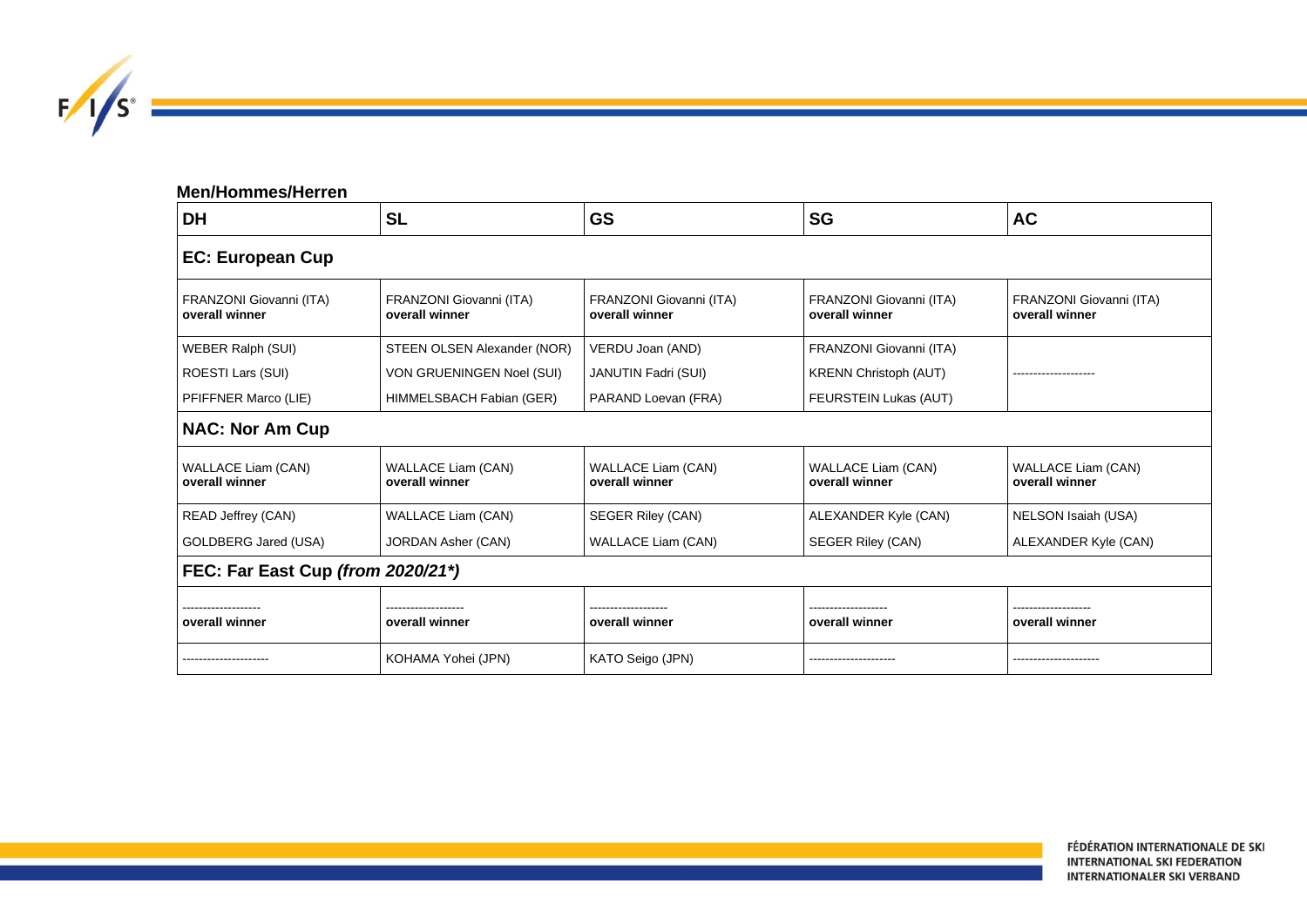## Men/Hommes/Herren

| DH | SL | GS | SG | AC |
|---|---|---|---|---|
| **EC: European Cup** | | | | |
| FRANZONI Giovanni (ITA) **overall winner** | FRANZONI Giovanni (ITA) **overall winner** | FRANZONI Giovanni (ITA) **overall winner** | FRANZONI Giovanni (ITA) **overall winner** | FRANZONI Giovanni (ITA) **overall winner** |
| WEBER Ralph (SUI) | STEEN OLSEN Alexander (NOR) | VERDU Joan (AND) | FRANZONI Giovanni (ITA) | -------------------- |
| ROESTI Lars (SUI) | VON GRUENINGEN Noel (SUI) | JANUTIN Fadri (SUI) | KRENN Christoph (AUT) | |
| PFIFFNER Marco (LIE) | HIMMELSBACH Fabian (GER) | PARAND Loevan (FRA) | FEURSTEIN Lukas (AUT) | |
| **NAC: Nor Am Cup** | | | | |
| WALLACE Liam (CAN) **overall winner** | WALLACE Liam (CAN) **overall winner** | WALLACE Liam (CAN) **overall winner** | WALLACE Liam (CAN) **overall winner** | WALLACE Liam (CAN) **overall winner** |
| READ Jeffrey (CAN) | WALLACE Liam (CAN) | SEGER Riley (CAN) | ALEXANDER Kyle (CAN) | NELSON Isaiah (USA) |
| GOLDBERG Jared (USA) | JORDAN Asher (CAN) | WALLACE Liam (CAN) | SEGER Riley (CAN) | ALEXANDER Kyle (CAN) |
| **FEC: Far East Cup *(from 2020/21*)*** | | | | |
| ------------------- **overall winner** | ------------------- **overall winner** | ------------------- **overall winner** | ------------------- **overall winner** | ------------------- **overall winner** |
| --------------------- | KOHAMA Yohei (JPN) | KATO Seigo (JPN) | --------------------- | --------------------- |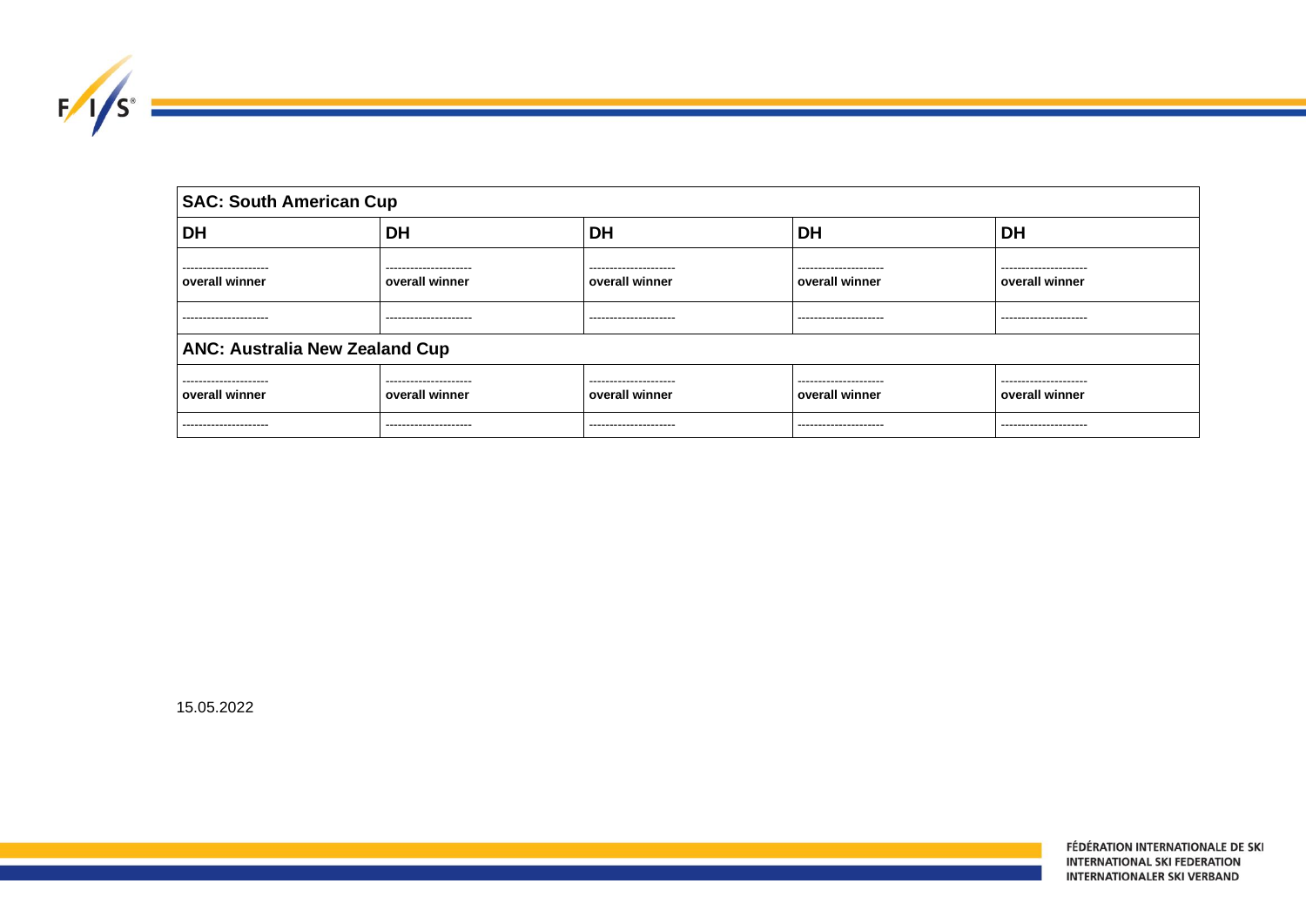| SAC: South American Cup | | | | |
|---|---|---|---|---|
| **DH** | **DH** | **DH** | **DH** | **DH** |
| -------------------- **overall winner** | -------------------- **overall winner** | -------------------- **overall winner** | -------------------- **overall winner** | -------------------- **overall winner** |
| -------------------- | -------------------- | -------------------- | -------------------- | -------------------- |
| **ANC: Australia New Zealand Cup** | | | | |
| -------------------- **overall winner** | -------------------- **overall winner** | -------------------- **overall winner** | -------------------- **overall winner** | -------------------- **overall winner** |
| -------------------- | -------------------- | -------------------- | -------------------- | -------------------- |

15.05.2022